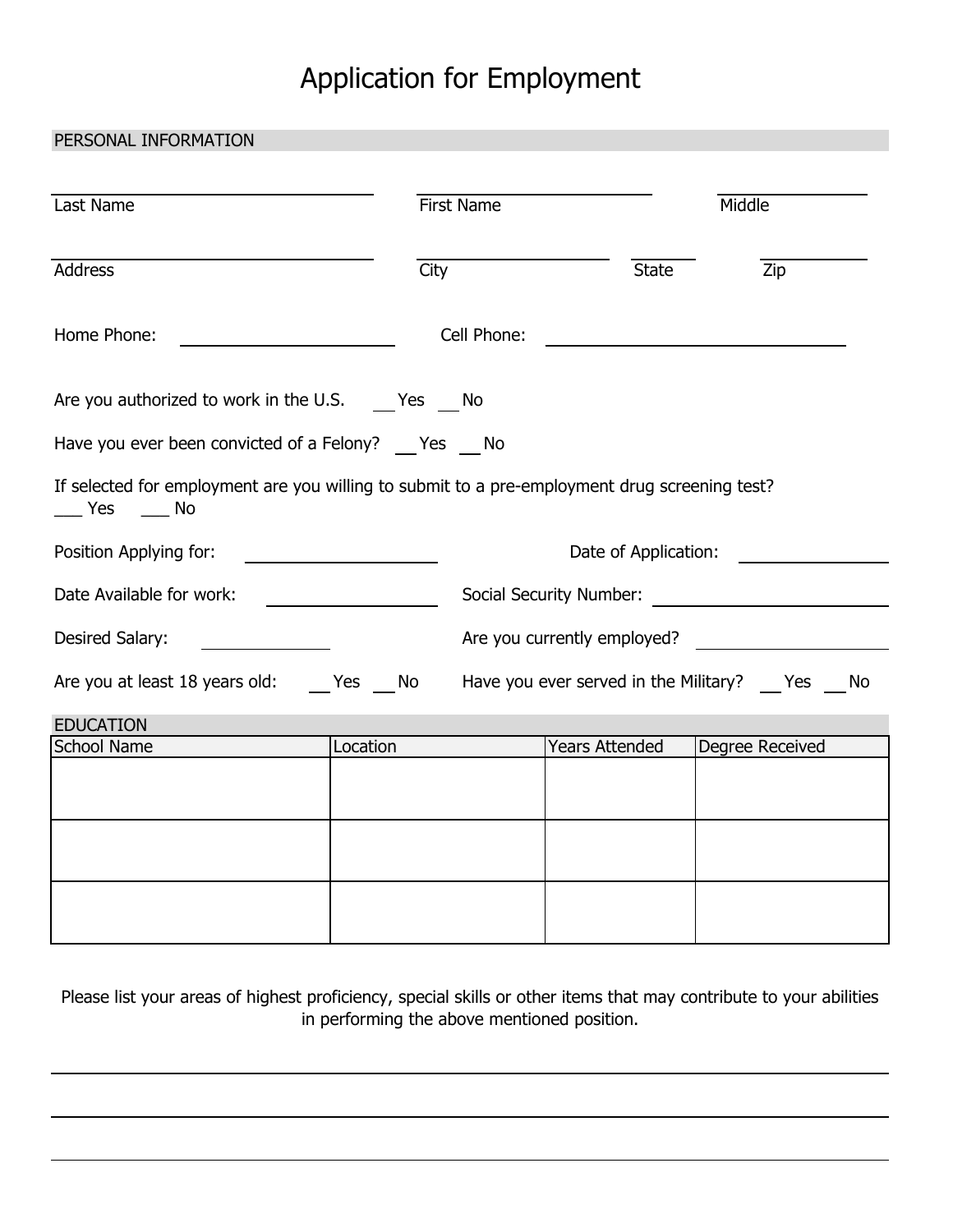# Application for Employment

## PERSONAL INFORMATION

______________________ ______________________ ______________________
Last Name First Name Middle

______________________ ______________________ ________ ______________________
Address City State Zip

Home Phone: ______________________ Cell Phone: ______________________

Are you authorized to work in the U.S. ___Yes ___No

Have you ever been convicted of a Felony? ___Yes ___No

If selected for employment are you willing to submit to a pre-employment drug screening test?
___ Yes ___ No

Position Applying for: ______________________ Date of Application: ______________________

Date Available for work: ______________________ Social Security Number: ______________________

Desired Salary: ______________________ Are you currently employed? ______________________

Are you at least 18 years old: ___Yes ___No Have you ever served in the Military? ___Yes ___No

## EDUCATION

| School Name | Location | Years Attended | Degree Received |
| --- | --- | --- | --- |
| | | | |
| | | | |
| | | | |

Please list your areas of highest proficiency, special skills or other items that may contribute to your abilities in performing the above mentioned position.

______________________________________________________________________

______________________________________________________________________

______________________________________________________________________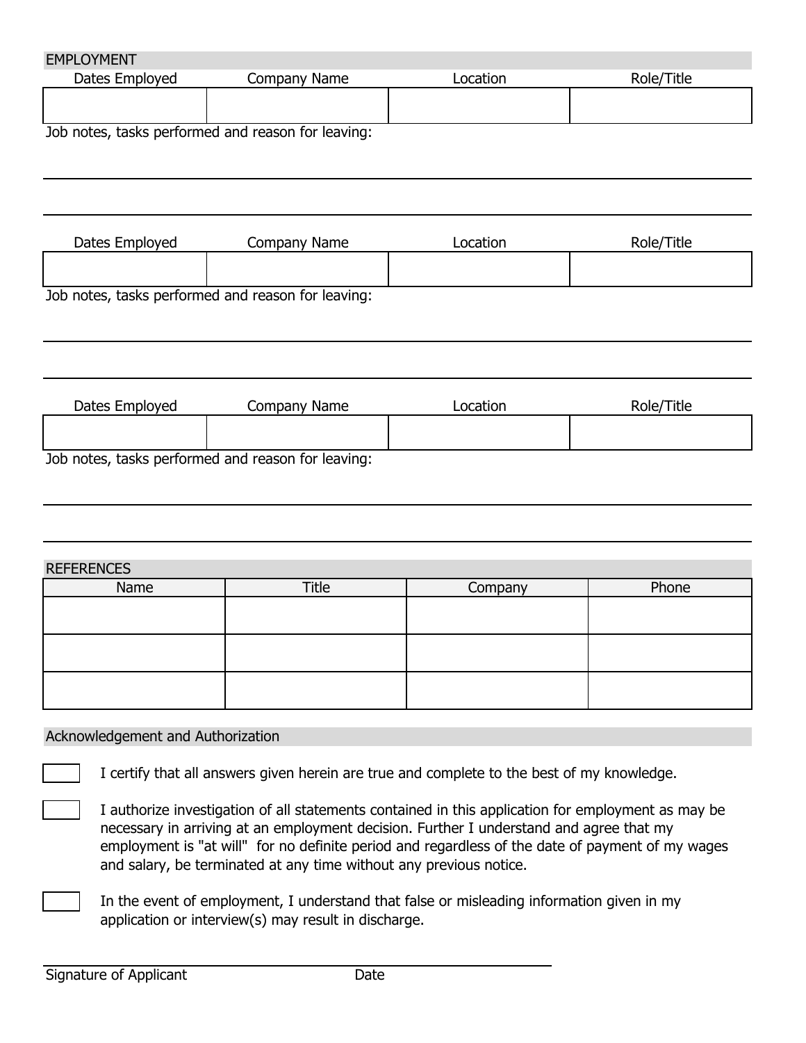## EMPLOYMENT

| Dates Employed | Company Name | Location | Role/Title |
| --- | --- | --- | --- |
| | | | |

Job notes, tasks performed and reason for leaving:

______________________________________________________________________

______________________________________________________________________

| Dates Employed | Company Name | Location | Role/Title |
| --- | --- | --- | --- |
| | | | |

Job notes, tasks performed and reason for leaving:

______________________________________________________________________

______________________________________________________________________

| Dates Employed | Company Name | Location | Role/Title |
| --- | --- | --- | --- |
| | | | |

Job notes, tasks performed and reason for leaving:

______________________________________________________________________

______________________________________________________________________

## REFERENCES

| Name | Title | Company | Phone |
| --- | --- | --- | --- |
| | | | |
| | | | |
| | | | |

## Acknowledgement and Authorization

☐ I certify that all answers given herein are true and complete to the best of my knowledge.

☐ I authorize investigation of all statements contained in this application for employment as may be necessary in arriving at an employment decision. Further I understand and agree that my employment is "at will" for no definite period and regardless of the date of payment of my wages and salary, be terminated at any time without any previous notice.

☐ In the event of employment, I understand that false or misleading information given in my application or interview(s) may result in discharge.

______________________________________________________________________

Signature of Applicant Date